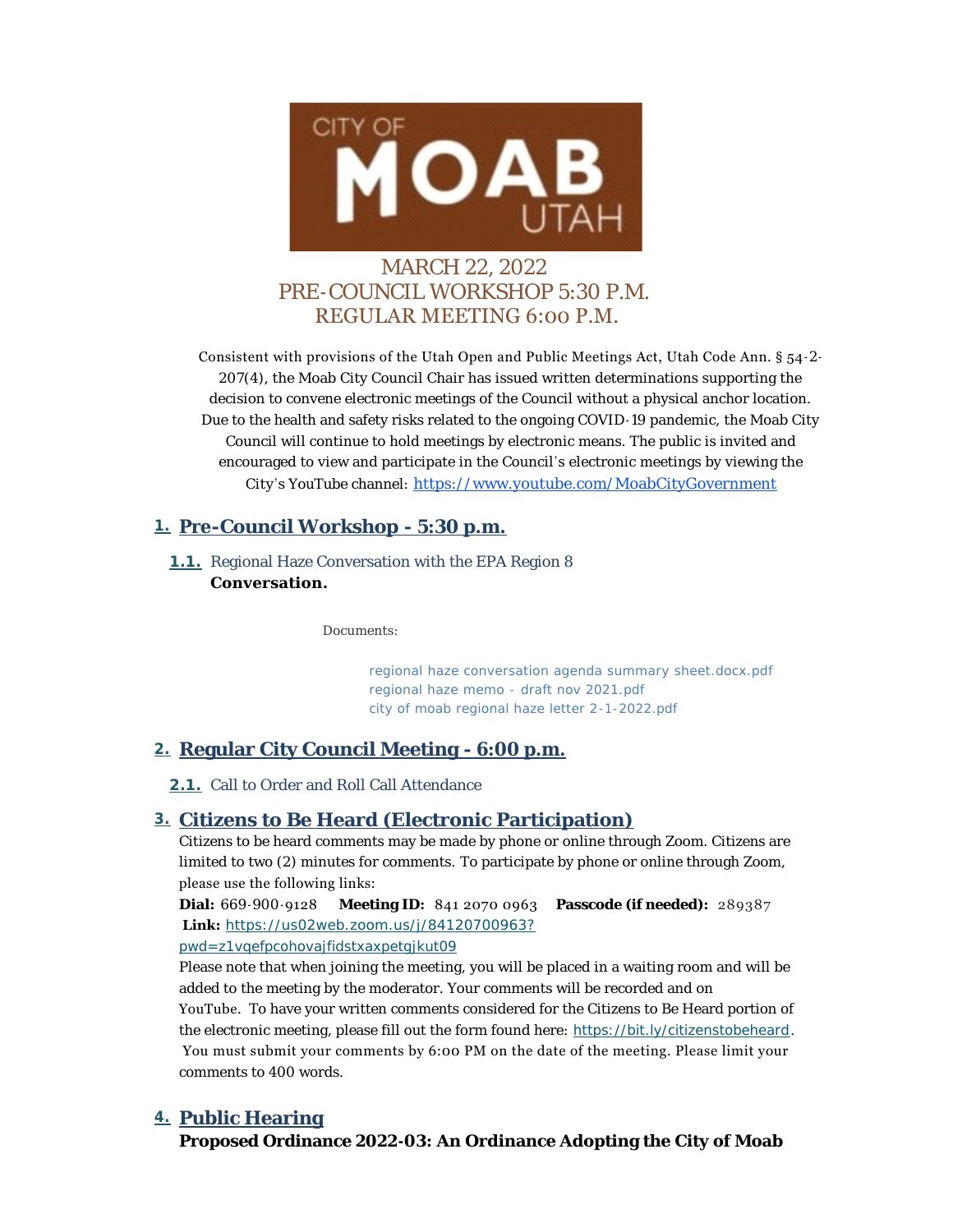CITY OF MOAB UTAH

MARCH 22, 2022
PRE-COUNCIL WORKSHOP 5:30 P.M.
REGULAR MEETING 6:00 P.M.

Consistent with provisions of the Utah Open and Public Meetings Act, Utah Code Ann. § 54-2-207(4), the Moab City Council Chair has issued written determinations supporting the decision to convene electronic meetings of the Council without a physical anchor location. Due to the health and safety risks related to the ongoing COVID-19 pandemic, the Moab City Council will continue to hold meetings by electronic means. The public is invited and encouraged to view and participate in the Council's electronic meetings by viewing the City's YouTube channel: https://www.youtube.com/MoabCityGovernment

## 1. Pre-Council Workshop - 5:30 p.m.

### 1.1. Regional Haze Conversation with the EPA Region 8

**Conversation.**

Documents:

regional haze conversation agenda summary sheet.docx.pdf
regional haze memo - draft nov 2021.pdf
city of moab regional haze letter 2-1-2022.pdf

## 2. Regular City Council Meeting - 6:00 p.m.

### 2.1. Call to Order and Roll Call Attendance

## 3. Citizens to Be Heard (Electronic Participation)

Citizens to be heard comments may be made by phone or online through Zoom. Citizens are limited to two (2) minutes for comments. To participate by phone or online through Zoom, please use the following links:

**Dial:** 669-900-9128 **Meeting ID:** 841 2070 0963 **Passcode (if needed):** 289387
**Link:** https://us02web.zoom.us/j/84120700963?pwd=z1vqefpcohovajfidstxaxpetgjkut09

Please note that when joining the meeting, you will be placed in a waiting room and will be added to the meeting by the moderator. Your comments will be recorded and on YouTube. To have your written comments considered for the Citizens to Be Heard portion of the electronic meeting, please fill out the form found here: https://bit.ly/citizenstobeheard. You must submit your comments by 6:00 PM on the date of the meeting. Please limit your comments to 400 words.

## 4. Public Hearing

**Proposed Ordinance 2022-03: An Ordinance Adopting the City of Moab**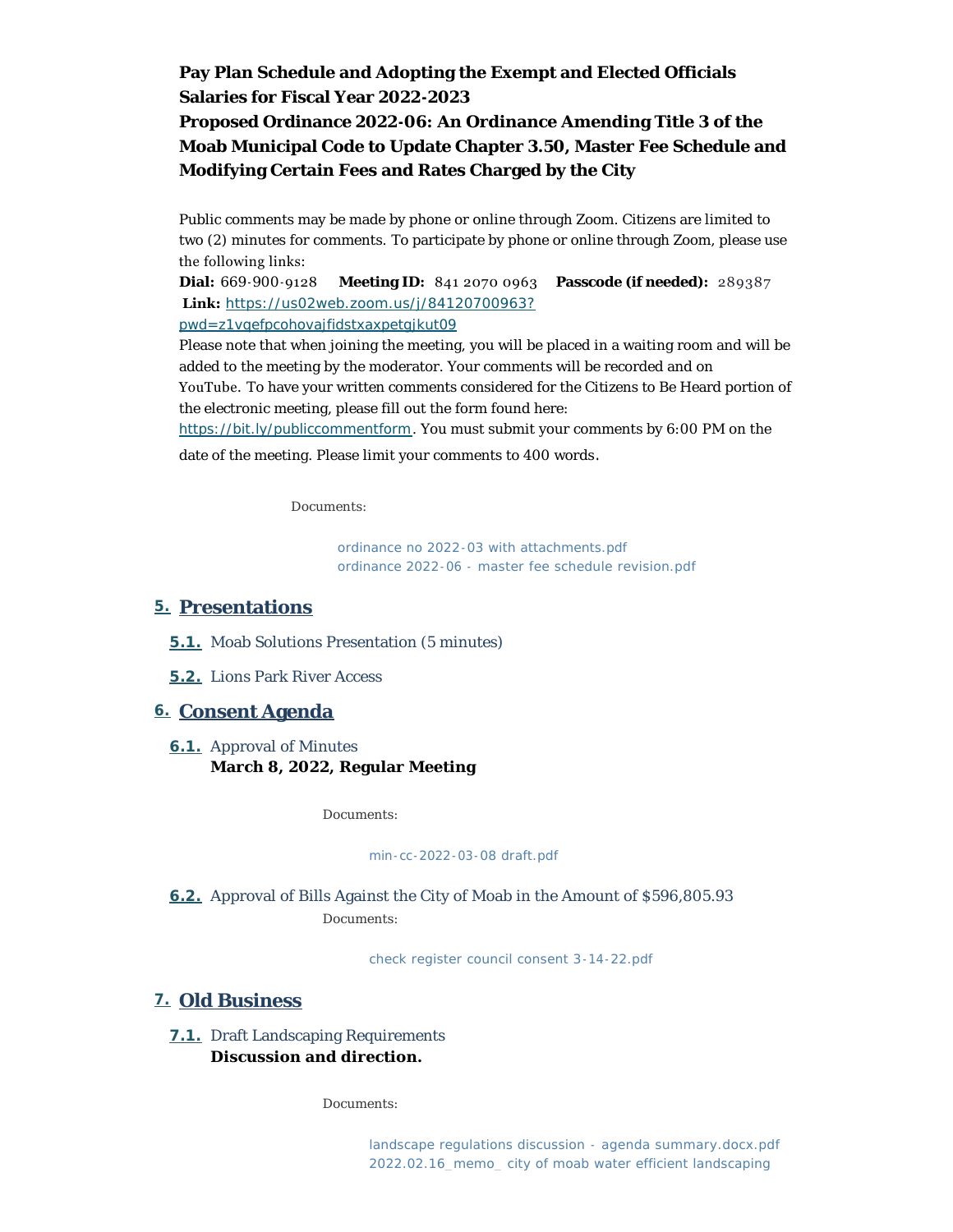**Pay Plan Schedule and Adopting the Exempt and Elected Officials Salaries for Fiscal Year 2022-2023**
**Proposed Ordinance 2022-06: An Ordinance Amending Title 3 of the Moab Municipal Code to Update Chapter 3.50, Master Fee Schedule and Modifying Certain Fees and Rates Charged by the City**

Public comments may be made by phone or online through Zoom. Citizens are limited to two (2) minutes for comments. To participate by phone or online through Zoom, please use the following links:
**Dial:** 669-900-9128 **Meeting ID:** 841 2070 0963 **Passcode (if needed):** 289387
**Link:** https://us02web.zoom.us/j/84120700963?pwd=z1vqefpcohovajfidstxaxpetgjkut09
Please note that when joining the meeting, you will be placed in a waiting room and will be added to the meeting by the moderator. Your comments will be recorded and on YouTube. To have your written comments considered for the Citizens to Be Heard portion of the electronic meeting, please fill out the form found here: https://bit.ly/publiccommentform. You must submit your comments by 6:00 PM on the date of the meeting. Please limit your comments to 400 words.

Documents:

ordinance no 2022-03 with attachments.pdf
ordinance 2022-06 - master fee schedule revision.pdf

## 5. Presentations

**5.1.** Moab Solutions Presentation (5 minutes)

**5.2.** Lions Park River Access

## 6. Consent Agenda

**6.1.** Approval of Minutes
**March 8, 2022, Regular Meeting**

Documents:

min-cc-2022-03-08 draft.pdf

**6.2.** Approval of Bills Against the City of Moab in the Amount of $596,805.93

Documents:

check register council consent 3-14-22.pdf

## 7. Old Business

**7.1.** Draft Landscaping Requirements
**Discussion and direction.**

Documents:

landscape regulations discussion - agenda summary.docx.pdf
2022.02.16_memo_ city of moab water efficient landscaping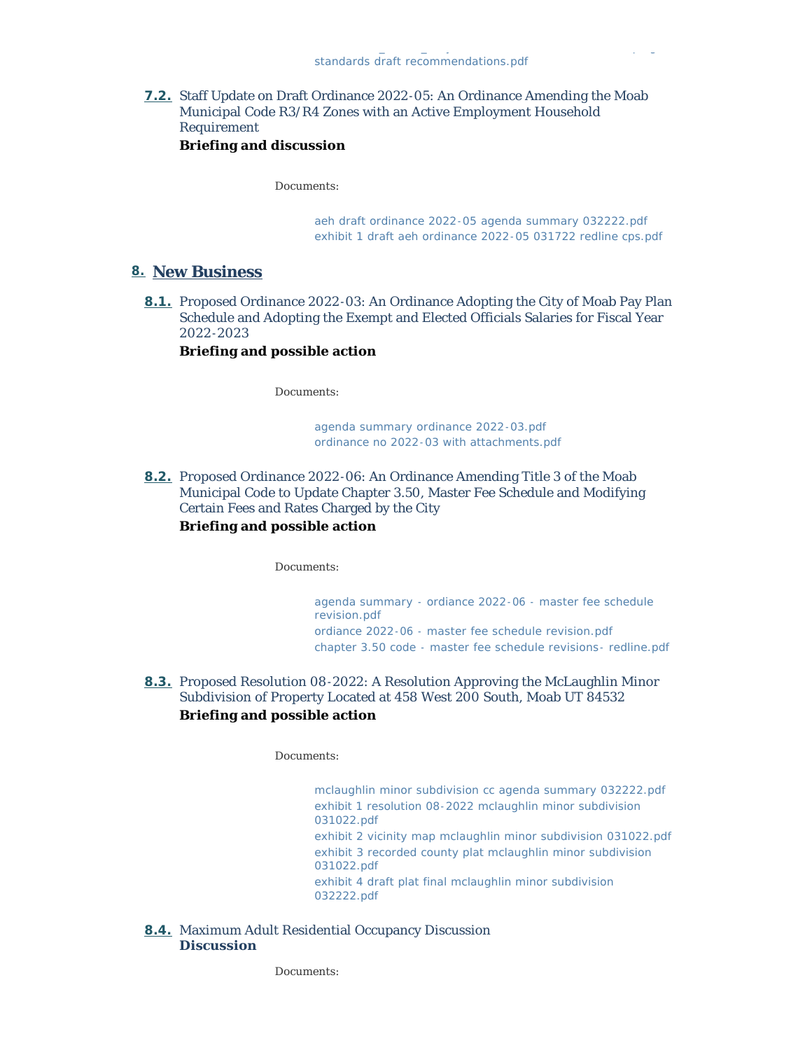standards draft recommendations.pdf

**7.2.** Staff Update on Draft Ordinance 2022-05: An Ordinance Amending the Moab Municipal Code R3/R4 Zones with an Active Employment Household Requirement

**Briefing and discussion**

Documents:

aeh draft ordinance 2022-05 agenda summary 032222.pdf
exhibit 1 draft aeh ordinance 2022-05 031722 redline cps.pdf

## 8. New Business

**8.1.** Proposed Ordinance 2022-03: An Ordinance Adopting the City of Moab Pay Plan Schedule and Adopting the Exempt and Elected Officials Salaries for Fiscal Year 2022-2023

**Briefing and possible action**

Documents:

agenda summary ordinance 2022-03.pdf
ordinance no 2022-03 with attachments.pdf

**8.2.** Proposed Ordinance 2022-06: An Ordinance Amending Title 3 of the Moab Municipal Code to Update Chapter 3.50, Master Fee Schedule and Modifying Certain Fees and Rates Charged by the City

**Briefing and possible action**

Documents:

agenda summary - ordiance 2022-06 - master fee schedule revision.pdf
ordiance 2022-06 - master fee schedule revision.pdf
chapter 3.50 code - master fee schedule revisions- redline.pdf

**8.3.** Proposed Resolution 08-2022: A Resolution Approving the McLaughlin Minor Subdivision of Property Located at 458 West 200 South, Moab UT 84532

**Briefing and possible action**

Documents:

mclaughlin minor subdivision cc agenda summary 032222.pdf
exhibit 1 resolution 08-2022 mclaughlin minor subdivision 031022.pdf
exhibit 2 vicinity map mclaughlin minor subdivision 031022.pdf
exhibit 3 recorded county plat mclaughlin minor subdivision 031022.pdf
exhibit 4 draft plat final mclaughlin minor subdivision 032222.pdf

**8.4.** Maximum Adult Residential Occupancy Discussion

**Discussion**

Documents: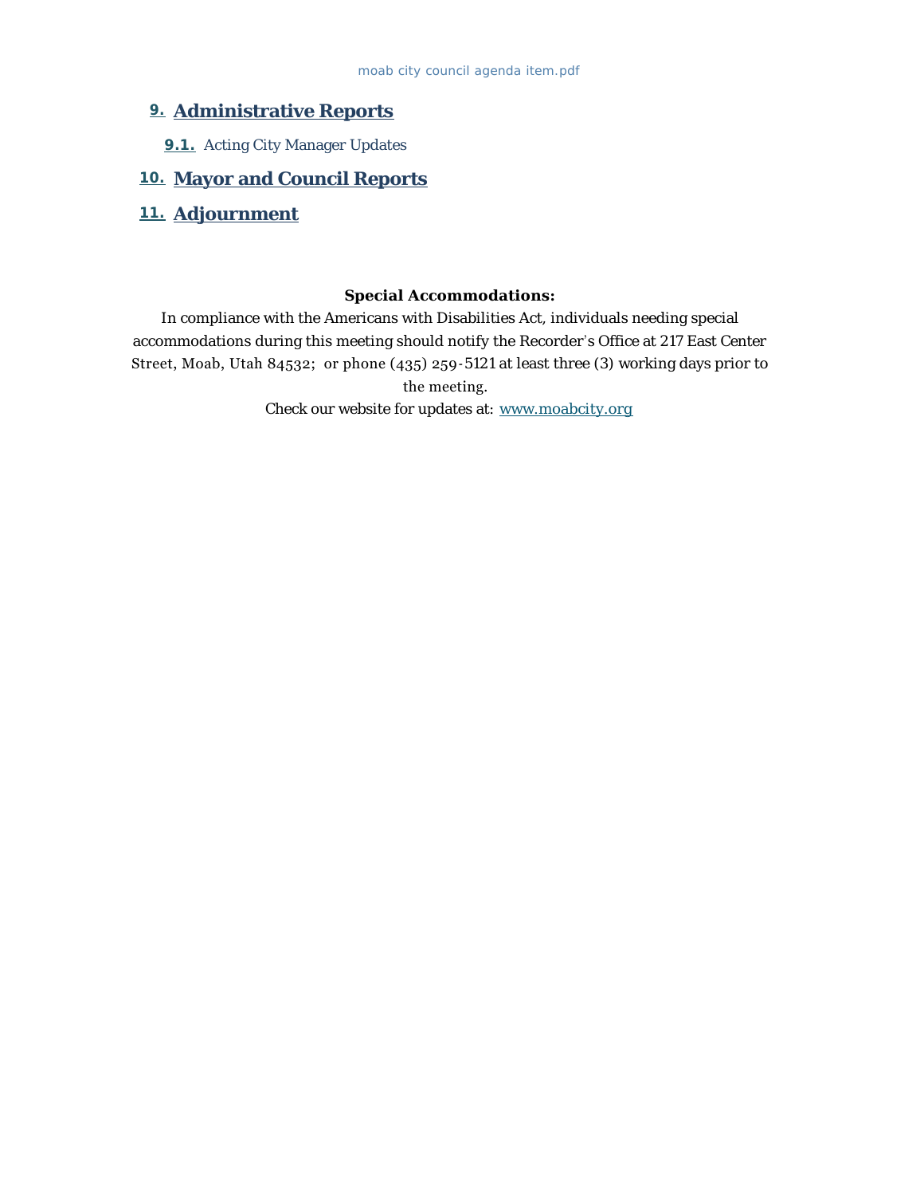## 9. Administrative Reports

9.1. Acting City Manager Updates

## 10. Mayor and Council Reports

## 11. Adjournment

**Special Accommodations:**

In compliance with the Americans with Disabilities Act, individuals needing special accommodations during this meeting should notify the Recorder's Office at 217 East Center Street, Moab, Utah 84532; or phone (435) 259-5121 at least three (3) working days prior to the meeting.

Check our website for updates at: www.moabcity.org